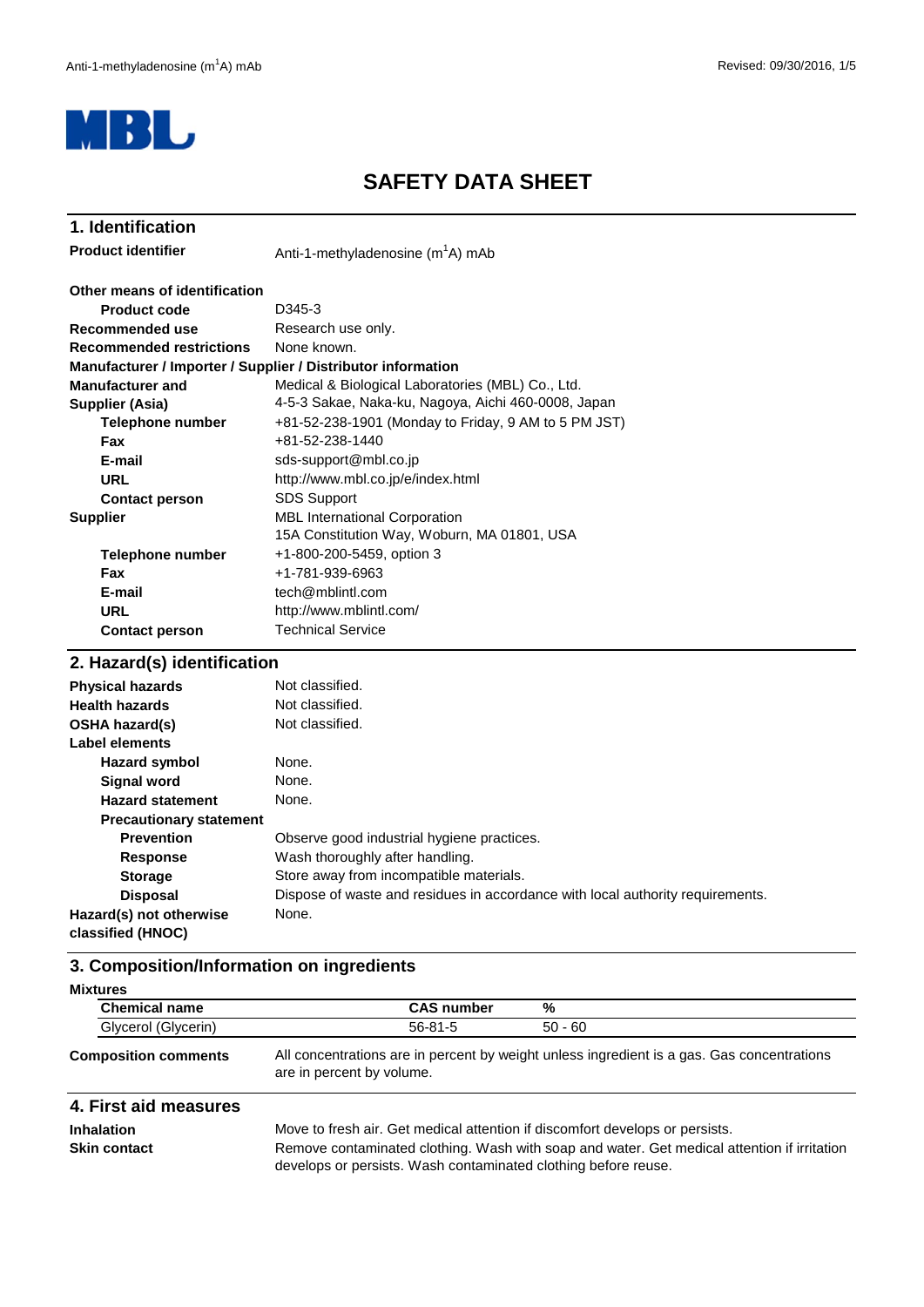# SAFETY DATA SHEET

## 1. Identification

**Product identifier** Anti-1-methyladenosine ($m^1A$) mAb

**Other means of identification**

| | |
|---|---|
| **Product code** | D345-3 |
| **Recommended use** | Research use only. |
| **Recommended restrictions** | None known. |

**Manufacturer / Importer / Supplier / Distributor information**

| | |
|---|---|
| **Manufacturer and Supplier (Asia)** | Medical & Biological Laboratories (MBL) Co., Ltd.<br>4-5-3 Sakae, Naka-ku, Nagoya, Aichi 460-0008, Japan |
| **Telephone number** | +81-52-238-1901 (Monday to Friday, 9 AM to 5 PM JST) |
| **Fax** | +81-52-238-1440 |
| **E-mail** | sds-support@mbl.co.jp |
| **URL** | http://www.mbl.co.jp/e/index.html |
| **Contact person** | SDS Support |
| **Supplier** | MBL International Corporation<br>15A Constitution Way, Woburn, MA 01801, USA |
| **Telephone number** | +1-800-200-5459, option 3 |
| **Fax** | +1-781-939-6963 |
| **E-mail** | tech@mblintl.com |
| **URL** | http://www.mblintl.com/ |
| **Contact person** | Technical Service |

## 2. Hazard(s) identification

| | |
|---|---|
| **Physical hazards** | Not classified. |
| **Health hazards** | Not classified. |
| **OSHA hazard(s)** | Not classified. |

**Label elements**

| | |
|---|---|
| **Hazard symbol** | None. |
| **Signal word** | None. |
| **Hazard statement** | None. |

**Precautionary statement**

| | |
|---|---|
| **Prevention** | Observe good industrial hygiene practices. |
| **Response** | Wash thoroughly after handling. |
| **Storage** | Store away from incompatible materials. |
| **Disposal** | Dispose of waste and residues in accordance with local authority requirements. |
| **Hazard(s) not otherwise classified (HNOC)** | None. |

## 3. Composition/Information on ingredients

**Mixtures**

| Chemical name | CAS number | % |
|---|---|---|
| Glycerol (Glycerin) | 56-81-5 | 50 - 60 |

**Composition comments** All concentrations are in percent by weight unless ingredient is a gas. Gas concentrations are in percent by volume.

## 4. First aid measures

| | |
|---|---|
| **Inhalation** | Move to fresh air. Get medical attention if discomfort develops or persists. |
| **Skin contact** | Remove contaminated clothing. Wash with soap and water. Get medical attention if irritation develops or persists. Wash contaminated clothing before reuse. |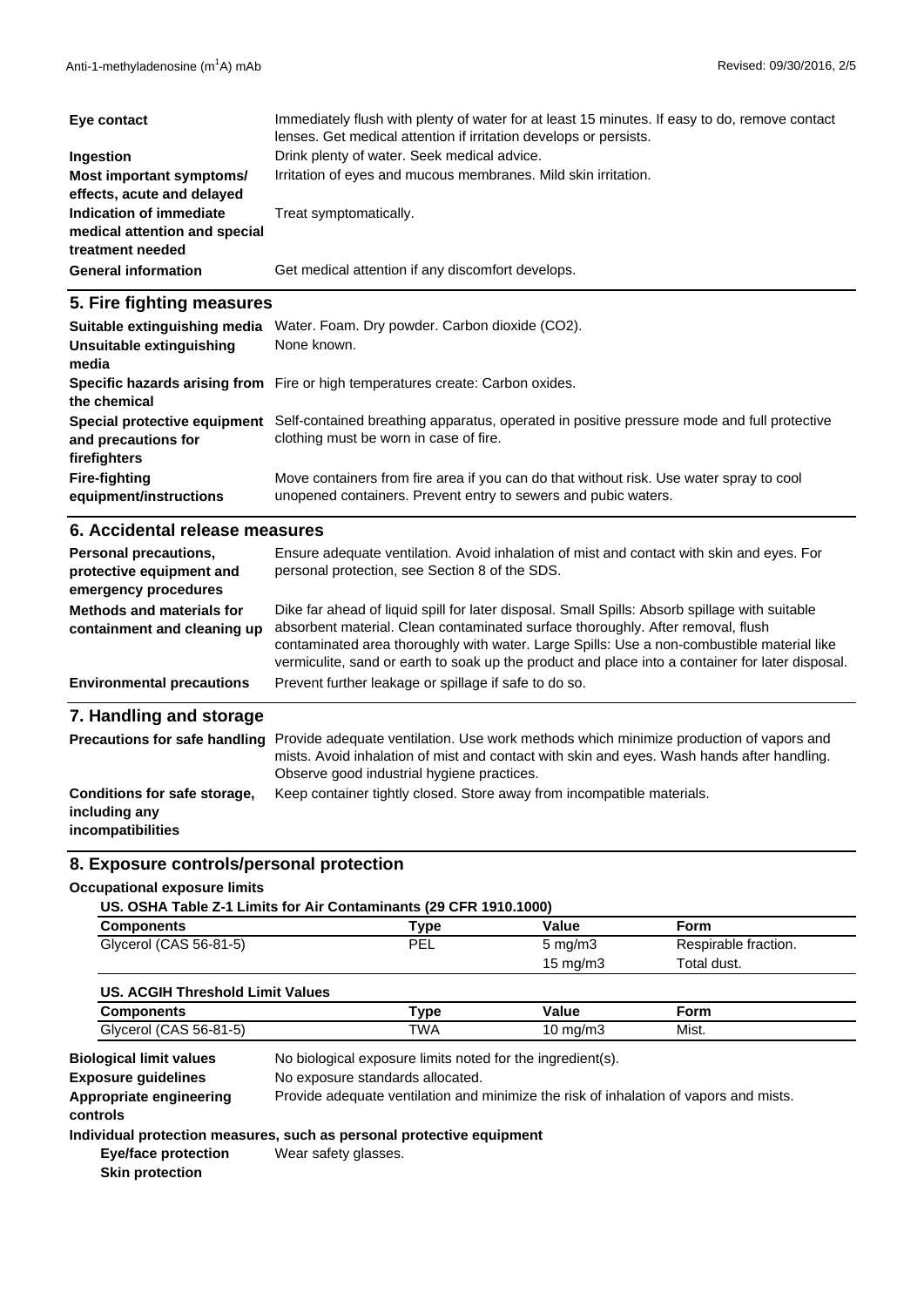**Eye contact** Immediately flush with plenty of water for at least 15 minutes. If easy to do, remove contact lenses. Get medical attention if irritation develops or persists.

**Ingestion** Drink plenty of water. Seek medical advice.

**Most important symptoms/ effects, acute and delayed** Irritation of eyes and mucous membranes. Mild skin irritation.

**Indication of immediate medical attention and special treatment needed** Treat symptomatically.

**General information** Get medical attention if any discomfort develops.

## 5. Fire fighting measures

**Suitable extinguishing media** Water. Foam. Dry powder. Carbon dioxide ($CO_2$).

**Unsuitable extinguishing media** None known.

**Specific hazards arising from the chemical** Fire or high temperatures create: Carbon oxides.

**Special protective equipment and precautions for firefighters** Self-contained breathing apparatus, operated in positive pressure mode and full protective clothing must be worn in case of fire.

**Fire-fighting equipment/instructions** Move containers from fire area if you can do that without risk. Use water spray to cool unopened containers. Prevent entry to sewers and pubic waters.

## 6. Accidental release measures

**Personal precautions, protective equipment and emergency procedures** Ensure adequate ventilation. Avoid inhalation of mist and contact with skin and eyes. For personal protection, see Section 8 of the SDS.

**Methods and materials for containment and cleaning up** Dike far ahead of liquid spill for later disposal. Small Spills: Absorb spillage with suitable absorbent material. Clean contaminated surface thoroughly. After removal, flush contaminated area thoroughly with water. Large Spills: Use a non-combustible material like vermiculite, sand or earth to soak up the product and place into a container for later disposal.

**Environmental precautions** Prevent further leakage or spillage if safe to do so.

## 7. Handling and storage

**Precautions for safe handling** Provide adequate ventilation. Use work methods which minimize production of vapors and mists. Avoid inhalation of mist and contact with skin and eyes. Wash hands after handling. Observe good industrial hygiene practices.

**Conditions for safe storage, including any incompatibilities** Keep container tightly closed. Store away from incompatible materials.

## 8. Exposure controls/personal protection

**Occupational exposure limits**

**US. OSHA Table Z-1 Limits for Air Contaminants (29 CFR 1910.1000)**

| Components | Type | Value | Form |
|---|---|---|---|
| Glycerol (CAS 56-81-5) | PEL | 5 mg/m3 | Respirable fraction. |
| | | 15 mg/m3 | Total dust. |

**US. ACGIH Threshold Limit Values**

| Components | Type | Value | Form |
|---|---|---|---|
| Glycerol (CAS 56-81-5) | TWA | 10 mg/m3 | Mist. |

**Biological limit values** No biological exposure limits noted for the ingredient(s).

**Exposure guidelines** No exposure standards allocated.

**Appropriate engineering controls** Provide adequate ventilation and minimize the risk of inhalation of vapors and mists.

**Individual protection measures, such as personal protective equipment**

**Eye/face protection** Wear safety glasses.

**Skin protection**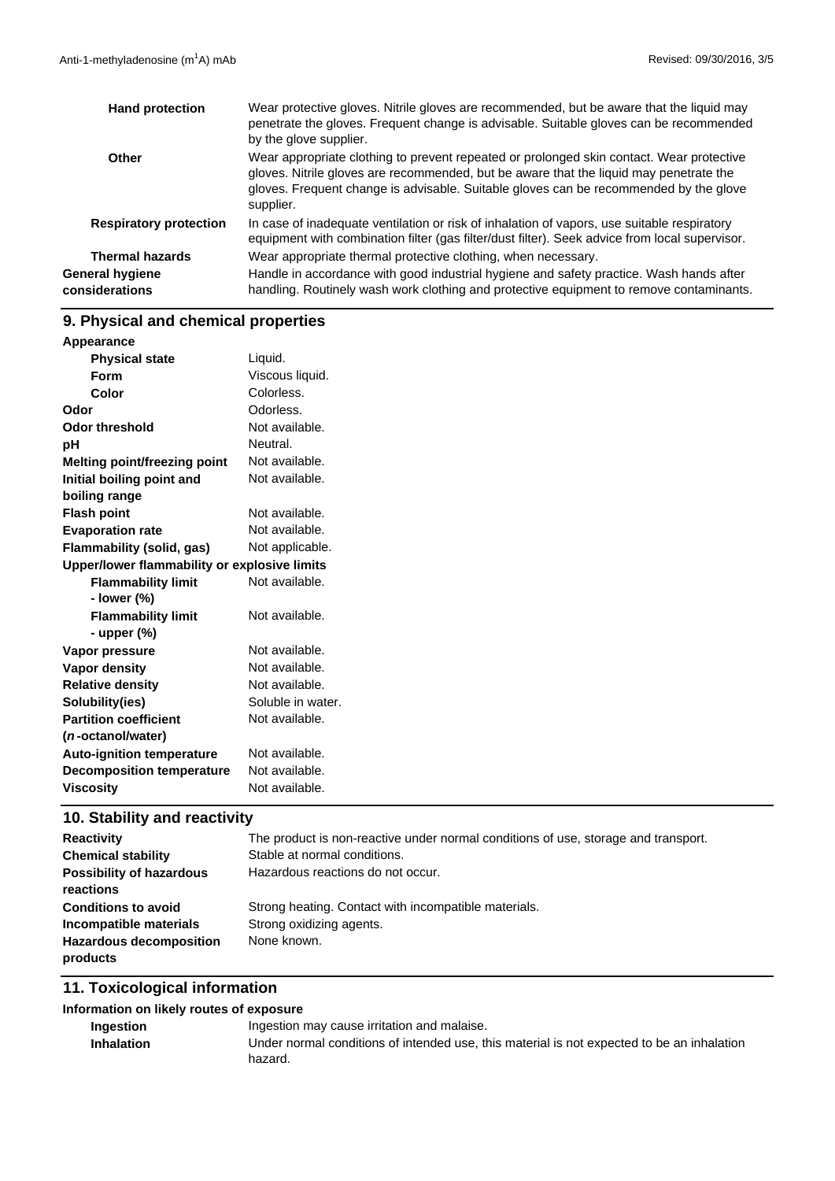| | |
|---|---|
| **Hand protection** | Wear protective gloves. Nitrile gloves are recommended, but be aware that the liquid may penetrate the gloves. Frequent change is advisable. Suitable gloves can be recommended by the glove supplier. |
| **Other** | Wear appropriate clothing to prevent repeated or prolonged skin contact. Wear protective gloves. Nitrile gloves are recommended, but be aware that the liquid may penetrate the gloves. Frequent change is advisable. Suitable gloves can be recommended by the glove supplier. |
| **Respiratory protection** | In case of inadequate ventilation or risk of inhalation of vapors, use suitable respiratory equipment with combination filter (gas filter/dust filter). Seek advice from local supervisor. |
| **Thermal hazards** | Wear appropriate thermal protective clothing, when necessary. |
| **General hygiene considerations** | Handle in accordance with good industrial hygiene and safety practice. Wash hands after handling. Routinely wash work clothing and protective equipment to remove contaminants. |

## 9. Physical and chemical properties

| | |
|---|---|
| **Appearance** | |
| **Physical state** | Liquid. |
| **Form** | Viscous liquid. |
| **Color** | Colorless. |
| **Odor** | Odorless. |
| **Odor threshold** | Not available. |
| **pH** | Neutral. |
| **Melting point/freezing point** | Not available. |
| **Initial boiling point and boiling range** | Not available. |
| **Flash point** | Not available. |
| **Evaporation rate** | Not available. |
| **Flammability (solid, gas)** | Not applicable. |
| **Upper/lower flammability or explosive limits** | |
| **Flammability limit - lower (%)** | Not available. |
| **Flammability limit - upper (%)** | Not available. |
| **Vapor pressure** | Not available. |
| **Vapor density** | Not available. |
| **Relative density** | Not available. |
| **Solubility(ies)** | Soluble in water. |
| **Partition coefficient (*n*-octanol/water)** | Not available. |
| **Auto-ignition temperature** | Not available. |
| **Decomposition temperature** | Not available. |
| **Viscosity** | Not available. |

## 10. Stability and reactivity

| | |
|---|---|
| **Reactivity** | The product is non-reactive under normal conditions of use, storage and transport. |
| **Chemical stability** | Stable at normal conditions. |
| **Possibility of hazardous reactions** | Hazardous reactions do not occur. |
| **Conditions to avoid** | Strong heating. Contact with incompatible materials. |
| **Incompatible materials** | Strong oxidizing agents. |
| **Hazardous decomposition products** | None known. |

## 11. Toxicological information

**Information on likely routes of exposure**

| | |
|---|---|
| **Ingestion** | Ingestion may cause irritation and malaise. |
| **Inhalation** | Under normal conditions of intended use, this material is not expected to be an inhalation hazard. |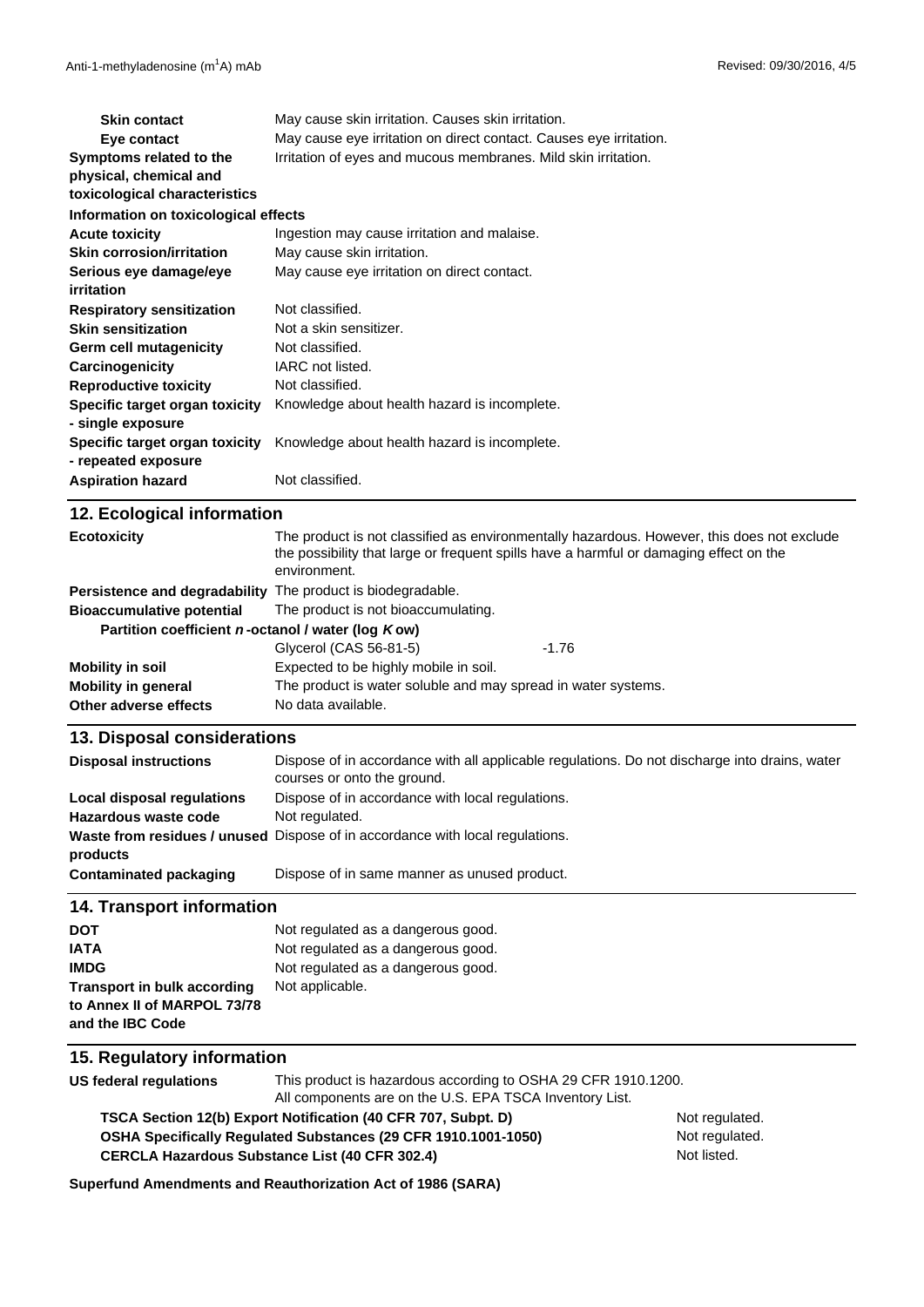| | |
|---|---|
| **Skin contact** | May cause skin irritation. Causes skin irritation. |
| **Eye contact** | May cause eye irritation on direct contact. Causes eye irritation. |
| **Symptoms related to the physical, chemical and toxicological characteristics** | Irritation of eyes and mucous membranes. Mild skin irritation. |

**Information on toxicological effects**

| | |
|---|---|
| **Acute toxicity** | Ingestion may cause irritation and malaise. |
| **Skin corrosion/irritation** | May cause skin irritation. |
| **Serious eye damage/eye irritation** | May cause eye irritation on direct contact. |
| **Respiratory sensitization** | Not classified. |
| **Skin sensitization** | Not a skin sensitizer. |
| **Germ cell mutagenicity** | Not classified. |
| **Carcinogenicity** | IARC not listed. |
| **Reproductive toxicity** | Not classified. |
| **Specific target organ toxicity - single exposure** | Knowledge about health hazard is incomplete. |
| **Specific target organ toxicity - repeated exposure** | Knowledge about health hazard is incomplete. |
| **Aspiration hazard** | Not classified. |

## 12. Ecological information

| | |
|---|---|
| **Ecotoxicity** | The product is not classified as environmentally hazardous. However, this does not exclude the possibility that large or frequent spills have a harmful or damaging effect on the environment. |
| **Persistence and degradability** | The product is biodegradable. |
| **Bioaccumulative potential** | The product is not bioaccumulating. |

**Partition coefficient *n*-octanol / water (log *K* ow)**

| | |
|---|---|
| Glycerol (CAS 56-81-5) | -1.76 |

| | |
|---|---|
| **Mobility in soil** | Expected to be highly mobile in soil. |
| **Mobility in general** | The product is water soluble and may spread in water systems. |
| **Other adverse effects** | No data available. |

## 13. Disposal considerations

| | |
|---|---|
| **Disposal instructions** | Dispose of in accordance with all applicable regulations. Do not discharge into drains, water courses or onto the ground. |
| **Local disposal regulations** | Dispose of in accordance with local regulations. |
| **Hazardous waste code** | Not regulated. |
| **Waste from residues / unused products** | Dispose of in accordance with local regulations. |
| **Contaminated packaging** | Dispose of in same manner as unused product. |

## 14. Transport information

| | |
|---|---|
| **DOT** | Not regulated as a dangerous good. |
| **IATA** | Not regulated as a dangerous good. |
| **IMDG** | Not regulated as a dangerous good. |
| **Transport in bulk according to Annex II of MARPOL 73/78 and the IBC Code** | Not applicable. |

## 15. Regulatory information

**US federal regulations** This product is hazardous according to OSHA 29 CFR 1910.1200.
All components are on the U.S. EPA TSCA Inventory List.

| | |
|---|---|
| **TSCA Section 12(b) Export Notification (40 CFR 707, Subpt. D)** | Not regulated. |
| **OSHA Specifically Regulated Substances (29 CFR 1910.1001-1050)** | Not regulated. |
| **CERCLA Hazardous Substance List (40 CFR 302.4)** | Not listed. |

**Superfund Amendments and Reauthorization Act of 1986 (SARA)**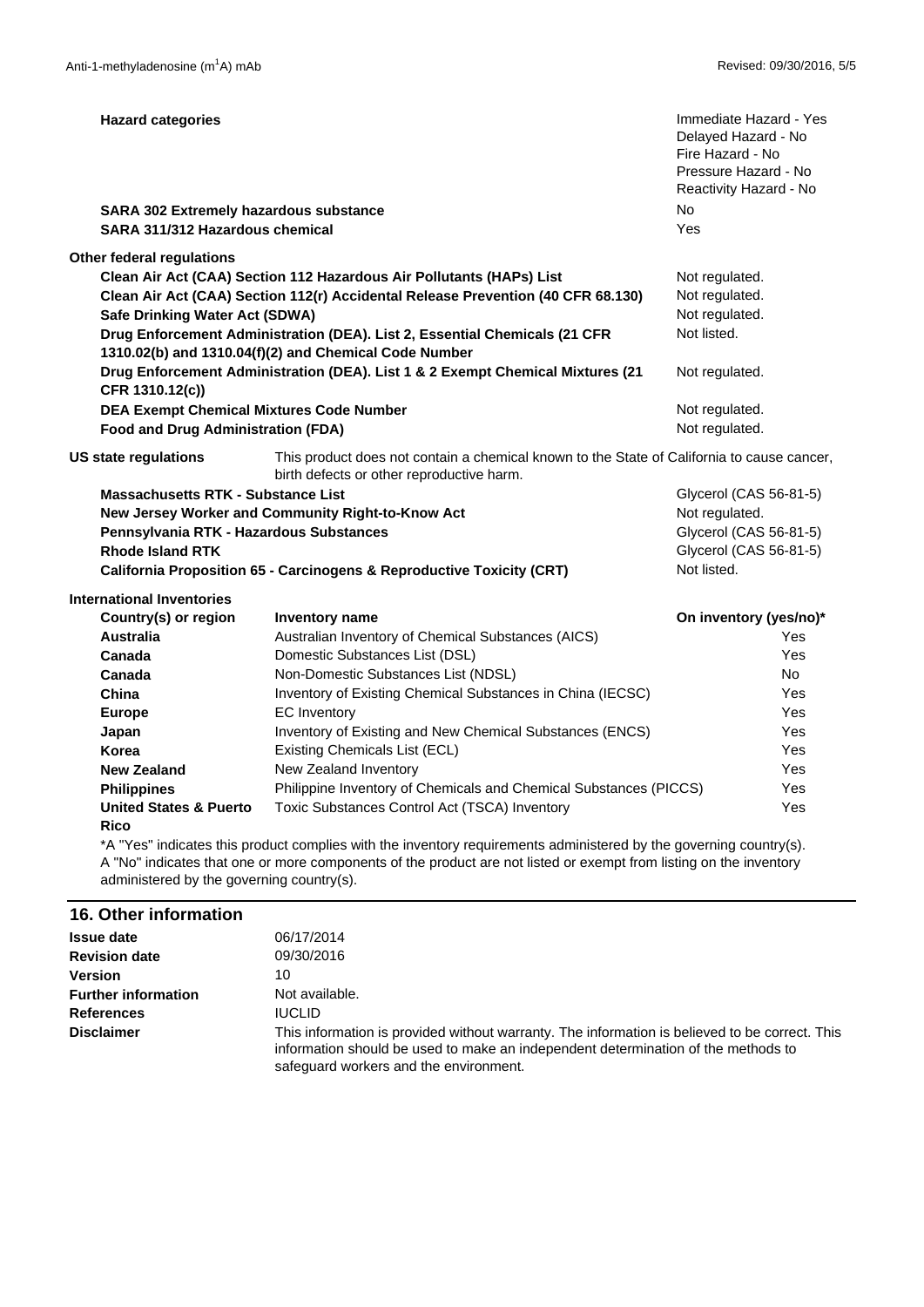| | |
|---|---|
| **Hazard categories** | Immediate Hazard - Yes<br>Delayed Hazard - No<br>Fire Hazard - No<br>Pressure Hazard - No<br>Reactivity Hazard - No |
| **SARA 302 Extremely hazardous substance** | No |
| **SARA 311/312 Hazardous chemical** | Yes |

**Other federal regulations**

| | |
|---|---|
| **Clean Air Act (CAA) Section 112 Hazardous Air Pollutants (HAPs) List** | Not regulated. |
| **Clean Air Act (CAA) Section 112(r) Accidental Release Prevention (40 CFR 68.130)** | Not regulated. |
| **Safe Drinking Water Act (SDWA)** | Not regulated. |
| **Drug Enforcement Administration (DEA). List 2, Essential Chemicals (21 CFR 1310.02(b) and 1310.04(f)(2) and Chemical Code Number** | Not listed. |
| **Drug Enforcement Administration (DEA). List 1 & 2 Exempt Chemical Mixtures (21 CFR 1310.12(c))** | Not regulated. |
| **DEA Exempt Chemical Mixtures Code Number** | Not regulated. |
| **Food and Drug Administration (FDA)** | Not regulated. |

**US state regulations** This product does not contain a chemical known to the State of California to cause cancer, birth defects or other reproductive harm.

| | |
|---|---|
| **Massachusetts RTK - Substance List** | Glycerol (CAS 56-81-5) |
| **New Jersey Worker and Community Right-to-Know Act** | Not regulated. |
| **Pennsylvania RTK - Hazardous Substances** | Glycerol (CAS 56-81-5) |
| **Rhode Island RTK** | Glycerol (CAS 56-81-5) |
| **California Proposition 65 - Carcinogens & Reproductive Toxicity (CRT)** | Not listed. |

**International Inventories**

| Country(s) or region | Inventory name | On inventory (yes/no)* |
|---|---|---|
| **Australia** | Australian Inventory of Chemical Substances (AICS) | Yes |
| **Canada** | Domestic Substances List (DSL) | Yes |
| **Canada** | Non-Domestic Substances List (NDSL) | No |
| **China** | Inventory of Existing Chemical Substances in China (IECSC) | Yes |
| **Europe** | EC Inventory | Yes |
| **Japan** | Inventory of Existing and New Chemical Substances (ENCS) | Yes |
| **Korea** | Existing Chemicals List (ECL) | Yes |
| **New Zealand** | New Zealand Inventory | Yes |
| **Philippines** | Philippine Inventory of Chemicals and Chemical Substances (PICCS) | Yes |
| **United States & Puerto Rico** | Toxic Substances Control Act (TSCA) Inventory | Yes |

*A "Yes" indicates this product complies with the inventory requirements administered by the governing country(s).
A "No" indicates that one or more components of the product are not listed or exempt from listing on the inventory administered by the governing country(s).

## 16. Other information

| | |
|---|---|
| **Issue date** | 06/17/2014 |
| **Revision date** | 09/30/2016 |
| **Version** | 10 |
| **Further information** | Not available. |
| **References** | IUCLID |
| **Disclaimer** | This information is provided without warranty. The information is believed to be correct. This information should be used to make an independent determination of the methods to safeguard workers and the environment. |